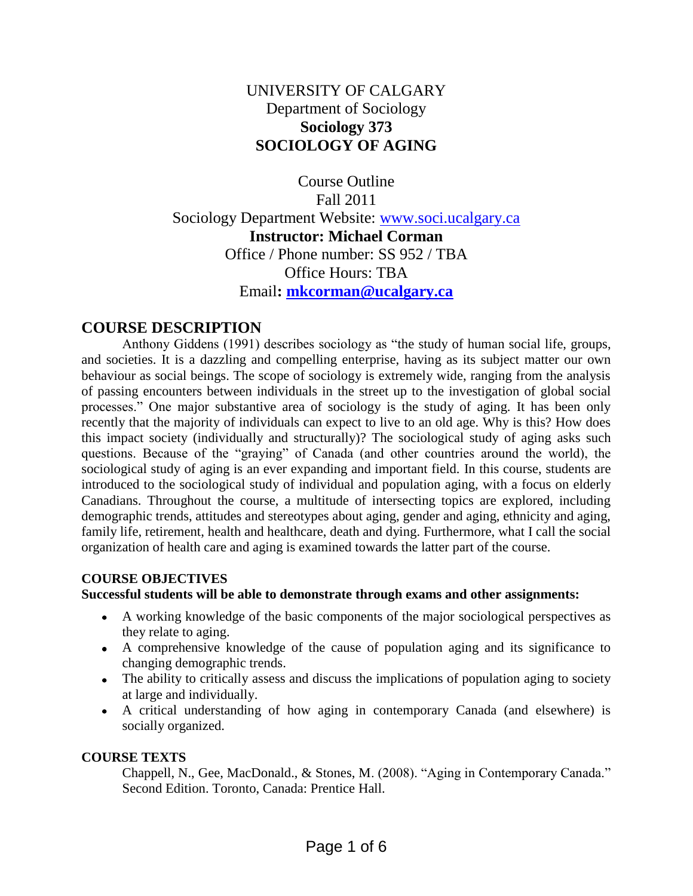# UNIVERSITY OF CALGARY
Department of Sociology
**Sociology 373**
**SOCIOLOGY OF AGING**

Course Outline
Fall 2011
Sociology Department Website: [www.soci.ucalgary.ca](http://www.soci.ucalgary.ca)
**Instructor: Michael Corman**
Office / Phone number: SS 952 / TBA
Office Hours: TBA
Email**: [mkcorman@ucalgary.ca](mailto:mkcorman@ucalgary.ca)**

## COURSE DESCRIPTION

Anthony Giddens (1991) describes sociology as "the study of human social life, groups, and societies. It is a dazzling and compelling enterprise, having as its subject matter our own behaviour as social beings. The scope of sociology is extremely wide, ranging from the analysis of passing encounters between individuals in the street up to the investigation of global social processes." One major substantive area of sociology is the study of aging. It has been only recently that the majority of individuals can expect to live to an old age. Why is this? How does this impact society (individually and structurally)? The sociological study of aging asks such questions. Because of the "graying" of Canada (and other countries around the world), the sociological study of aging is an ever expanding and important field. In this course, students are introduced to the sociological study of individual and population aging, with a focus on elderly Canadians. Throughout the course, a multitude of intersecting topics are explored, including demographic trends, attitudes and stereotypes about aging, gender and aging, ethnicity and aging, family life, retirement, health and healthcare, death and dying. Furthermore, what I call the social organization of health care and aging is examined towards the latter part of the course.

### COURSE OBJECTIVES

**Successful students will be able to demonstrate through exams and other assignments:**

- A working knowledge of the basic components of the major sociological perspectives as they relate to aging.
- A comprehensive knowledge of the cause of population aging and its significance to changing demographic trends.
- The ability to critically assess and discuss the implications of population aging to society at large and individually.
- A critical understanding of how aging in contemporary Canada (and elsewhere) is socially organized.

### COURSE TEXTS

Chappell, N., Gee, MacDonald., & Stones, M. (2008). "Aging in Contemporary Canada." Second Edition. Toronto, Canada: Prentice Hall.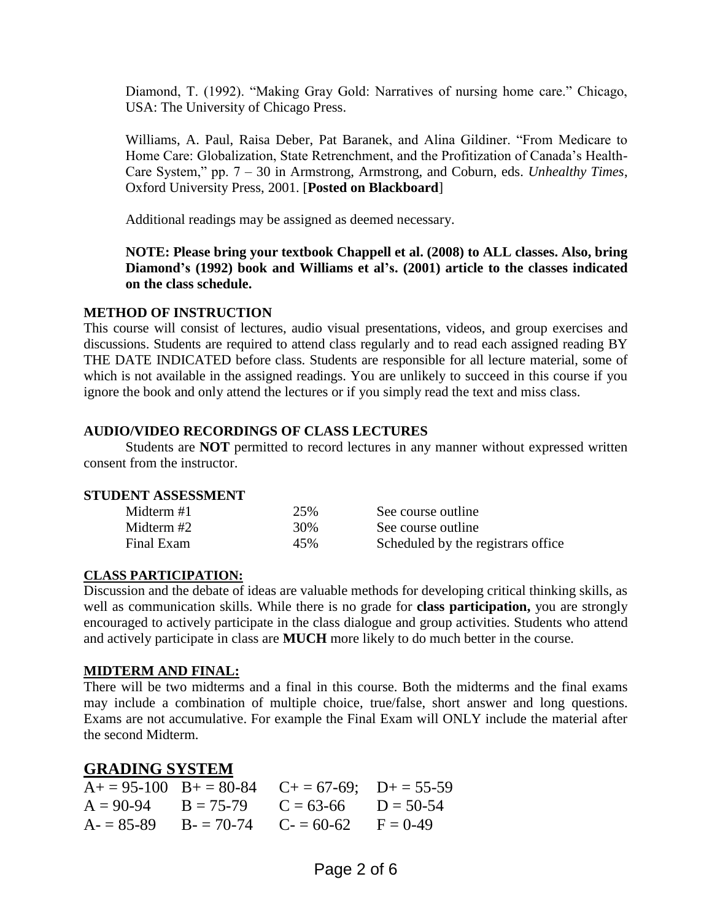Diamond, T. (1992). "Making Gray Gold: Narratives of nursing home care." Chicago, USA: The University of Chicago Press.

Williams, A. Paul, Raisa Deber, Pat Baranek, and Alina Gildiner. "From Medicare to Home Care: Globalization, State Retrenchment, and the Profitization of Canada's Health-Care System," pp. 7 – 30 in Armstrong, Armstrong, and Coburn, eds. *Unhealthy Times*, Oxford University Press, 2001. [**Posted on Blackboard**]

Additional readings may be assigned as deemed necessary.

**NOTE: Please bring your textbook Chappell et al. (2008) to ALL classes. Also, bring Diamond's (1992) book and Williams et al's. (2001) article to the classes indicated on the class schedule.**

### METHOD OF INSTRUCTION

This course will consist of lectures, audio visual presentations, videos, and group exercises and discussions. Students are required to attend class regularly and to read each assigned reading BY THE DATE INDICATED before class. Students are responsible for all lecture material, some of which is not available in the assigned readings. You are unlikely to succeed in this course if you ignore the book and only attend the lectures or if you simply read the text and miss class.

### AUDIO/VIDEO RECORDINGS OF CLASS LECTURES

Students are **NOT** permitted to record lectures in any manner without expressed written consent from the instructor.

### STUDENT ASSESSMENT

| | | |
|---|---|---|
| Midterm #1 | 25% | See course outline |
| Midterm #2 | 30% | See course outline |
| Final Exam | 45% | Scheduled by the registrars office |

### CLASS PARTICIPATION:

Discussion and the debate of ideas are valuable methods for developing critical thinking skills, as well as communication skills. While there is no grade for **class participation,** you are strongly encouraged to actively participate in the class dialogue and group activities. Students who attend and actively participate in class are **MUCH** more likely to do much better in the course.

### MIDTERM AND FINAL:

There will be two midterms and a final in this course. Both the midterms and the final exams may include a combination of multiple choice, true/false, short answer and long questions. Exams are not accumulative. For example the Final Exam will ONLY include the material after the second Midterm.

## GRADING SYSTEM

| | | | |
|---|---|---|---|
| A+ = 95-100 | B+ = 80-84 | C+ = 67-69; | D+ = 55-59 |
| A = 90-94 | B = 75-79 | C = 63-66 | D = 50-54 |
| A- = 85-89 | B- = 70-74 | C- = 60-62 | F = 0-49 |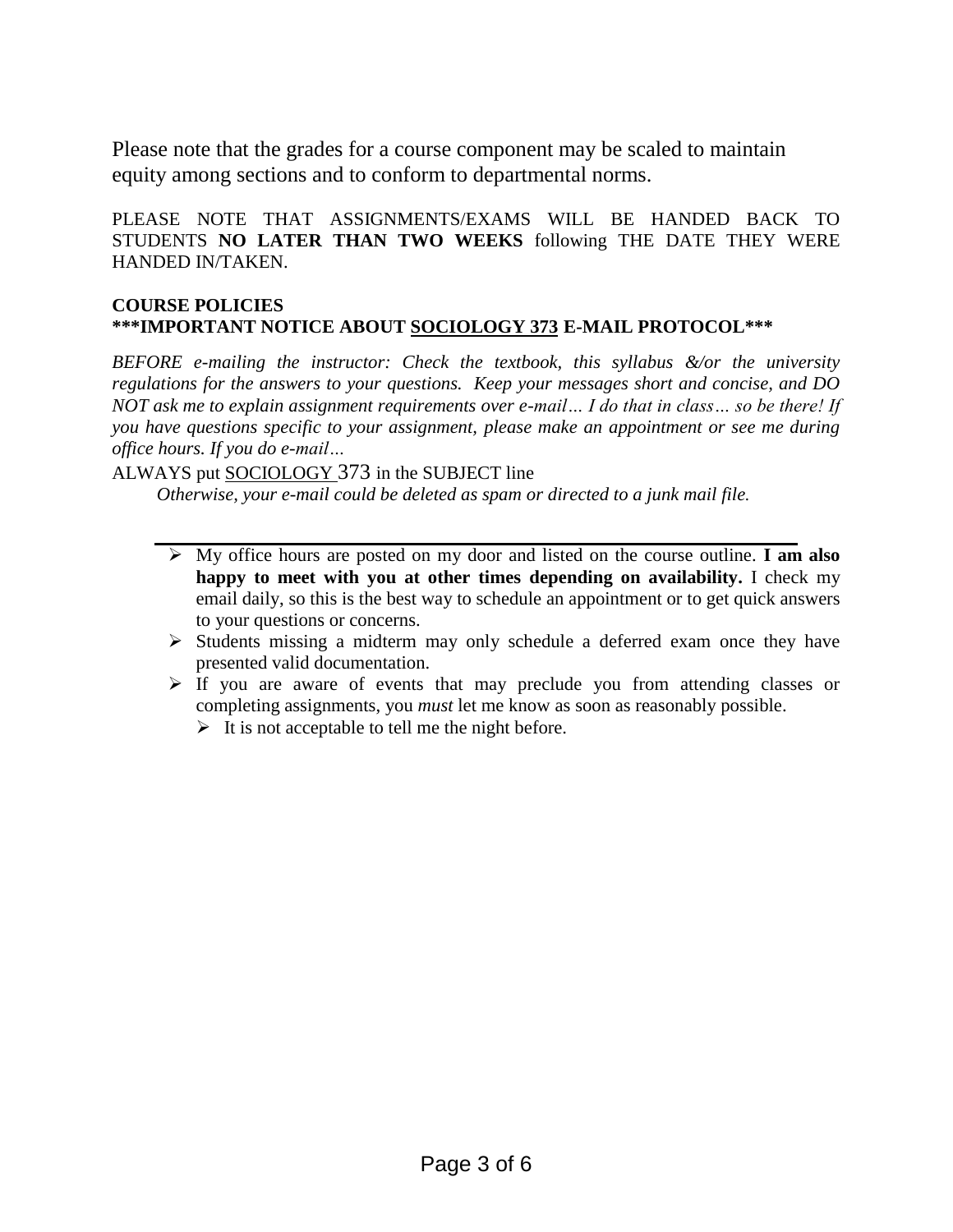Please note that the grades for a course component may be scaled to maintain equity among sections and to conform to departmental norms.

PLEASE NOTE THAT ASSIGNMENTS/EXAMS WILL BE HANDED BACK TO STUDENTS **NO LATER THAN TWO WEEKS** following THE DATE THEY WERE HANDED IN/TAKEN.

**COURSE POLICIES**

**\*\*\*IMPORTANT NOTICE ABOUT <u>SOCIOLOGY 373</u> E-MAIL PROTOCOL\*\*\***

*BEFORE e-mailing the instructor: Check the textbook, this syllabus &/or the university regulations for the answers to your questions. Keep your messages short and concise, and DO NOT ask me to explain assignment requirements over e-mail… I do that in class… so be there! If you have questions specific to your assignment, please make an appointment or see me during office hours. If you do e-mail…*

ALWAYS put <u>SOCIOLOGY</u> 373 in the SUBJECT line

*Otherwise, your e-mail could be deleted as spam or directed to a junk mail file.*

---

- My office hours are posted on my door and listed on the course outline. **I am also happy to meet with you at other times depending on availability.** I check my email daily, so this is the best way to schedule an appointment or to get quick answers to your questions or concerns.
- Students missing a midterm may only schedule a deferred exam once they have presented valid documentation.
- If you are aware of events that may preclude you from attending classes or completing assignments, you *must* let me know as soon as reasonably possible.
  - It is not acceptable to tell me the night before.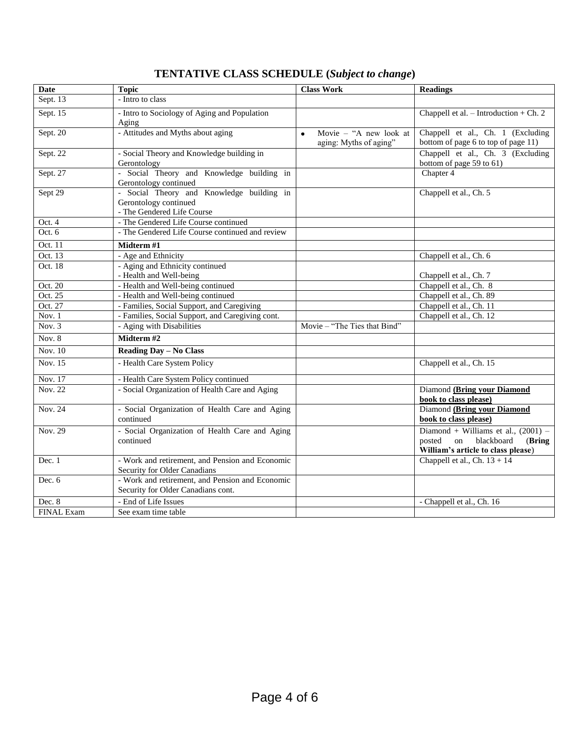# TENTATIVE CLASS SCHEDULE (*Subject to change*)

| Date | Topic | Class Work | Readings |
|---|---|---|---|
| Sept. 13 | - Intro to class | | |
| Sept. 15 | - Intro to Sociology of Aging and Population Aging | | Chappell et al. – Introduction + Ch. 2 |
| Sept. 20 | - Attitudes and Myths about aging | • Movie – "A new look at aging: Myths of aging" | Chappell et al., Ch. 1 (Excluding bottom of page 6 to top of page 11) |
| Sept. 22 | - Social Theory and Knowledge building in Gerontology | | Chappell et al., Ch. 3 (Excluding bottom of page 59 to 61) |
| Sept. 27 | - Social Theory and Knowledge building in Gerontology continued | | Chapter 4 |
| Sept 29 | - Social Theory and Knowledge building in Gerontology continued<br>- The Gendered Life Course | | Chappell et al., Ch. 5 |
| Oct. 4 | - The Gendered Life Course continued | | |
| Oct. 6 | - The Gendered Life Course continued and review | | |
| Oct. 11 | **Midterm #1** | | |
| Oct. 13 | - Age and Ethnicity | | Chappell et al., Ch. 6 |
| Oct. 18 | - Aging and Ethnicity continued<br>- Health and Well-being | | Chappell et al., Ch. 7 |
| Oct. 20 | - Health and Well-being continued | | Chappell et al., Ch. 8 |
| Oct. 25 | - Health and Well-being continued | | Chappell et al., Ch. 89 |
| Oct. 27 | - Families, Social Support, and Caregiving | | Chappell et al., Ch. 11 |
| Nov. 1 | - Families, Social Support, and Caregiving cont. | | Chappell et al., Ch. 12 |
| Nov. 3 | - Aging with Disabilities | Movie – "The Ties that Bind" | |
| Nov. 8 | **Midterm #2** | | |
| Nov. 10 | **Reading Day – No Class** | | |
| Nov. 15 | - Health Care System Policy | | Chappell et al., Ch. 15 |
| Nov. 17 | - Health Care System Policy continued | | |
| Nov. 22 | - Social Organization of Health Care and Aging | | Diamond **(Bring your Diamond book to class please)** |
| Nov. 24 | - Social Organization of Health Care and Aging continued | | Diamond **(Bring your Diamond book to class please)** |
| Nov. 29 | - Social Organization of Health Care and Aging continued | | Diamond + Williams et al., (2001) – posted on blackboard (**Bring William's article to class please**) |
| Dec. 1 | - Work and retirement, and Pension and Economic Security for Older Canadians | | Chappell et al., Ch. 13 + 14 |
| Dec. 6 | - Work and retirement, and Pension and Economic Security for Older Canadians cont. | | |
| Dec. 8 | - End of Life Issues | | - Chappell et al., Ch. 16 |
| FINAL Exam | See exam time table | | |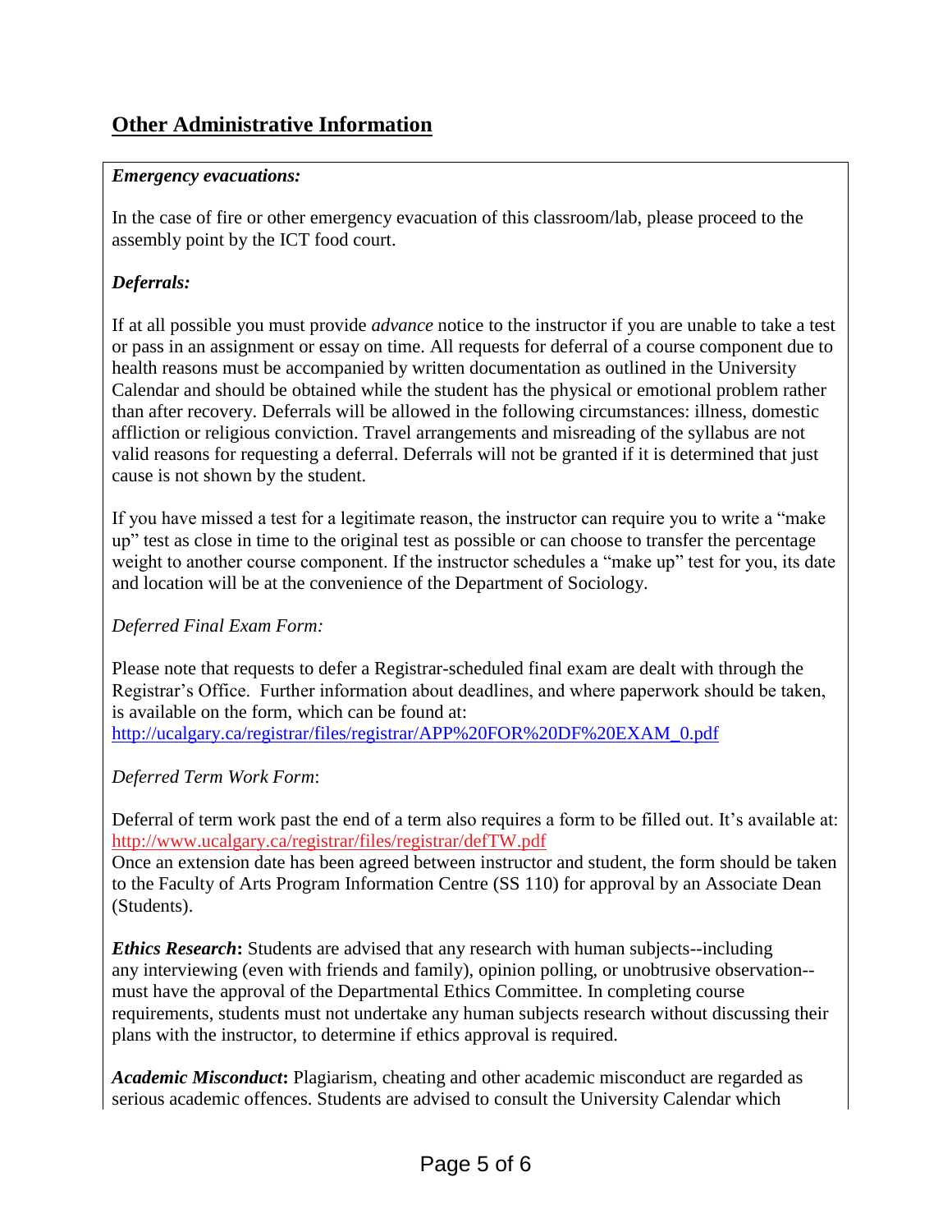## Other Administrative Information

***Emergency evacuations:***

In the case of fire or other emergency evacuation of this classroom/lab, please proceed to the assembly point by the ICT food court.

***Deferrals:***

If at all possible you must provide *advance* notice to the instructor if you are unable to take a test or pass in an assignment or essay on time. All requests for deferral of a course component due to health reasons must be accompanied by written documentation as outlined in the University Calendar and should be obtained while the student has the physical or emotional problem rather than after recovery. Deferrals will be allowed in the following circumstances: illness, domestic affliction or religious conviction. Travel arrangements and misreading of the syllabus are not valid reasons for requesting a deferral. Deferrals will not be granted if it is determined that just cause is not shown by the student.

If you have missed a test for a legitimate reason, the instructor can require you to write a "make up" test as close in time to the original test as possible or can choose to transfer the percentage weight to another course component. If the instructor schedules a "make up" test for you, its date and location will be at the convenience of the Department of Sociology.

*Deferred Final Exam Form:*

Please note that requests to defer a Registrar-scheduled final exam are dealt with through the Registrar's Office. Further information about deadlines, and where paperwork should be taken, is available on the form, which can be found at:
http://ucalgary.ca/registrar/files/registrar/APP%20FOR%20DF%20EXAM_0.pdf

*Deferred Term Work Form*:

Deferral of term work past the end of a term also requires a form to be filled out. It's available at:
http://www.ucalgary.ca/registrar/files/registrar/defTW.pdf
Once an extension date has been agreed between instructor and student, the form should be taken to the Faculty of Arts Program Information Centre (SS 110) for approval by an Associate Dean (Students).

***Ethics Research*:** Students are advised that any research with human subjects--including any interviewing (even with friends and family), opinion polling, or unobtrusive observation--must have the approval of the Departmental Ethics Committee. In completing course requirements, students must not undertake any human subjects research without discussing their plans with the instructor, to determine if ethics approval is required.

***Academic Misconduct*:** Plagiarism, cheating and other academic misconduct are regarded as serious academic offences. Students are advised to consult the University Calendar which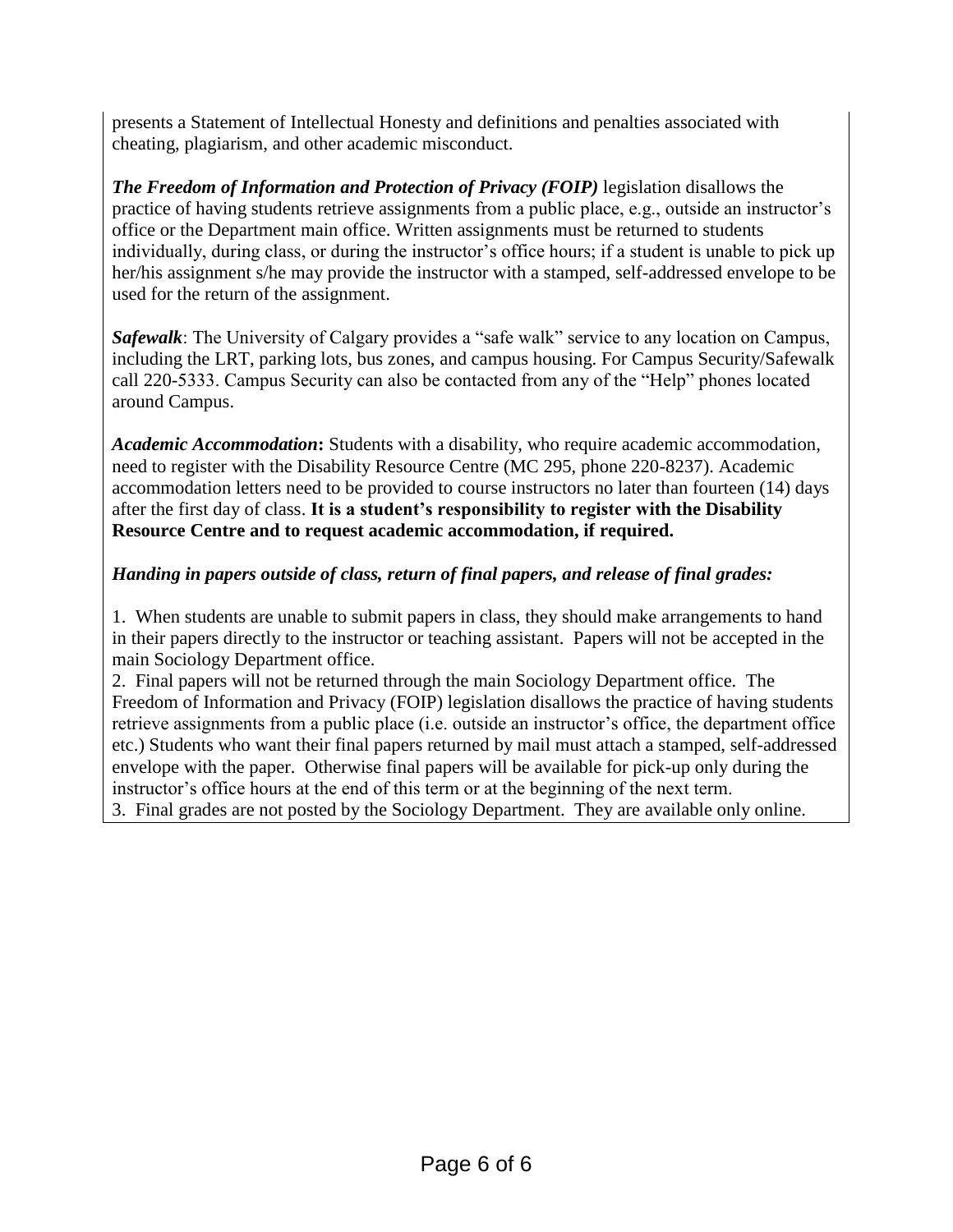presents a Statement of Intellectual Honesty and definitions and penalties associated with cheating, plagiarism, and other academic misconduct.

***The Freedom of Information and Protection of Privacy (FOIP)*** legislation disallows the practice of having students retrieve assignments from a public place, e.g., outside an instructor's office or the Department main office. Written assignments must be returned to students individually, during class, or during the instructor's office hours; if a student is unable to pick up her/his assignment s/he may provide the instructor with a stamped, self-addressed envelope to be used for the return of the assignment.

***Safewalk***: The University of Calgary provides a "safe walk" service to any location on Campus, including the LRT, parking lots, bus zones, and campus housing. For Campus Security/Safewalk call 220-5333. Campus Security can also be contacted from any of the "Help" phones located around Campus.

***Academic Accommodation*****:** Students with a disability, who require academic accommodation, need to register with the Disability Resource Centre (MC 295, phone 220-8237). Academic accommodation letters need to be provided to course instructors no later than fourteen (14) days after the first day of class. **It is a student's responsibility to register with the Disability Resource Centre and to request academic accommodation, if required.**

***Handing in papers outside of class, return of final papers, and release of final grades:***

1. When students are unable to submit papers in class, they should make arrangements to hand in their papers directly to the instructor or teaching assistant. Papers will not be accepted in the main Sociology Department office.
2. Final papers will not be returned through the main Sociology Department office. The Freedom of Information and Privacy (FOIP) legislation disallows the practice of having students retrieve assignments from a public place (i.e. outside an instructor's office, the department office etc.) Students who want their final papers returned by mail must attach a stamped, self-addressed envelope with the paper. Otherwise final papers will be available for pick-up only during the instructor's office hours at the end of this term or at the beginning of the next term.
3. Final grades are not posted by the Sociology Department. They are available only online.